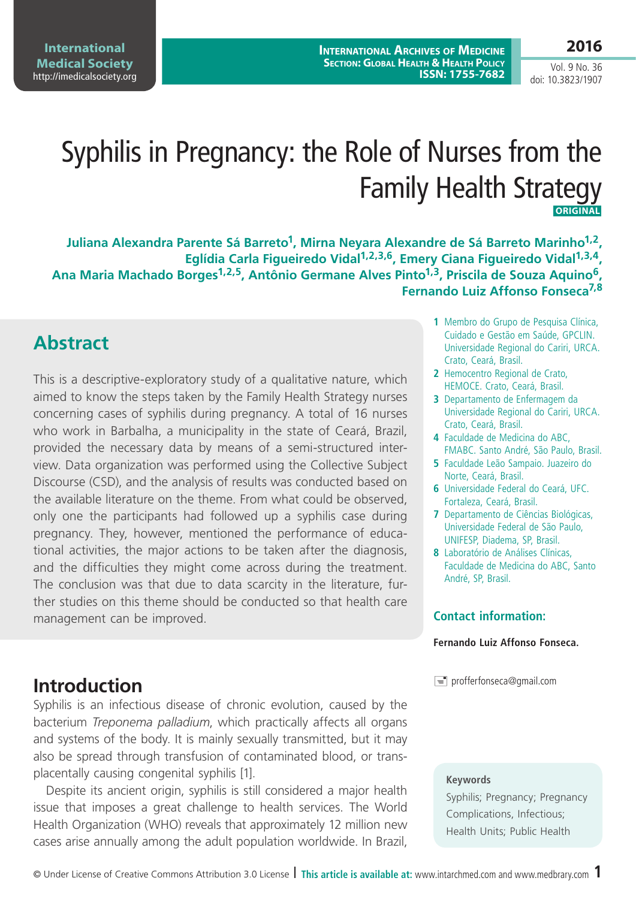# Syphilis in Pregnancy: the Role of Nurses from the Family Health Strategy

**ORIGINAL**

**Juliana Alexandra Parente Sá Barreto[1], Mirna Neyara Alexandre de Sá Barreto Marinho[1,2], Eglídia Carla Figueiredo Vidal[1,2,3,6], Emery Ciana Figueiredo Vidal[1,3,4], Ana Maria Machado Borges[1,2,5], Antônio Germane Alves Pinto[1,3], Priscila de Souza Aquino[6], Fernando Luiz Affonso Fonseca[7,8]**

1 Membro do Grupo de Pesquisa Clínica, Cuidado e Gestão em Saúde, GPCLIN. Universidade Regional do Cariri, URCA. Crato, Ceará, Brasil.
2 Hemocentro Regional de Crato, HEMOCE. Crato, Ceará, Brasil.
3 Departamento de Enfermagem da Universidade Regional do Cariri, URCA. Crato, Ceará, Brasil.
4 Faculdade de Medicina do ABC, FMABC. Santo André, São Paulo, Brasil.
5 Faculdade Leão Sampaio. Juazeiro do Norte, Ceará, Brasil.
6 Universidade Federal do Ceará, UFC. Fortaleza, Ceará, Brasil.
7 Departamento de Ciências Biológicas, Universidade Federal de São Paulo, UNIFESP, Diadema, SP, Brasil.
8 Laboratório de Análises Clínicas, Faculdade de Medicina do ABC, Santo André, SP, Brasil.

**Contact information:**

**Fernando Luiz Affonso Fonseca.**

profferfonseca@gmail.com

## Abstract

This is a descriptive-exploratory study of a qualitative nature, which aimed to know the steps taken by the Family Health Strategy nurses concerning cases of syphilis during pregnancy. A total of 16 nurses who work in Barbalha, a municipality in the state of Ceará, Brazil, provided the necessary data by means of a semi-structured interview. Data organization was performed using the Collective Subject Discourse (CSD), and the analysis of results was conducted based on the available literature on the theme. From what could be observed, only one the participants had followed up a syphilis case during pregnancy. They, however, mentioned the performance of educational activities, the major actions to be taken after the diagnosis, and the difficulties they might come across during the treatment. The conclusion was that due to data scarcity in the literature, further studies on this theme should be conducted so that health care management can be improved.

**Keywords**

Syphilis; Pregnancy; Pregnancy Complications, Infectious; Health Units; Public Health

## Introduction

Syphilis is an infectious disease of chronic evolution, caused by the bacterium *Treponema palladium*, which practically affects all organs and systems of the body. It is mainly sexually transmitted, but it may also be spread through transfusion of contaminated blood, or transplacentally causing congenital syphilis [1].

Despite its ancient origin, syphilis is still considered a major health issue that imposes a great challenge to health services. The World Health Organization (WHO) reveals that approximately 12 million new cases arise annually among the adult population worldwide. In Brazil,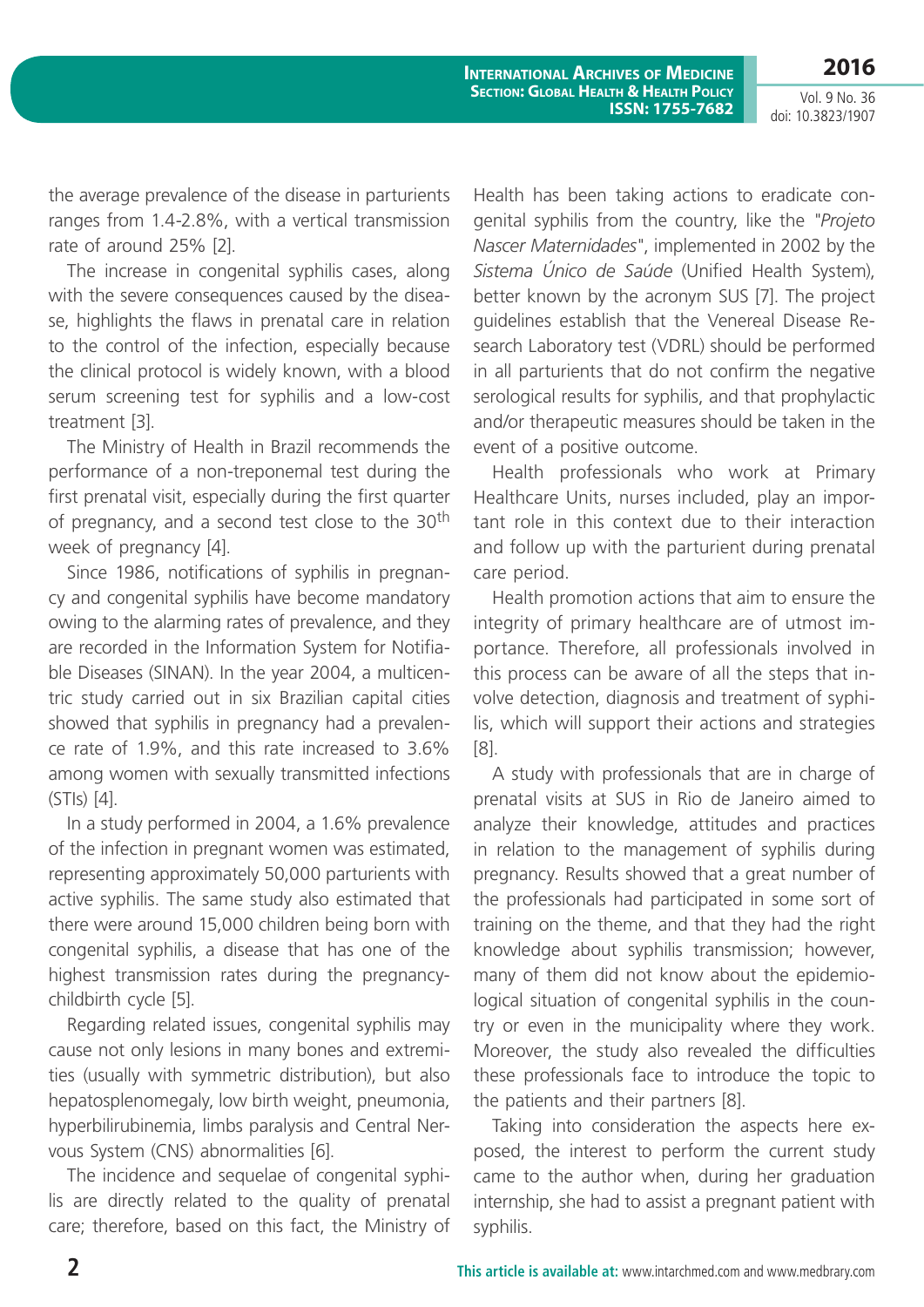the average prevalence of the disease in parturients ranges from 1.4-2.8%, with a vertical transmission rate of around 25% [2].

The increase in congenital syphilis cases, along with the severe consequences caused by the disease, highlights the flaws in prenatal care in relation to the control of the infection, especially because the clinical protocol is widely known, with a blood serum screening test for syphilis and a low-cost treatment [3].

The Ministry of Health in Brazil recommends the performance of a non-treponemal test during the first prenatal visit, especially during the first quarter of pregnancy, and a second test close to the 30th week of pregnancy [4].

Since 1986, notifications of syphilis in pregnancy and congenital syphilis have become mandatory owing to the alarming rates of prevalence, and they are recorded in the Information System for Notifiable Diseases (SINAN). In the year 2004, a multicentric study carried out in six Brazilian capital cities showed that syphilis in pregnancy had a prevalence rate of 1.9%, and this rate increased to 3.6% among women with sexually transmitted infections (STIs) [4].

In a study performed in 2004, a 1.6% prevalence of the infection in pregnant women was estimated, representing approximately 50,000 parturients with active syphilis. The same study also estimated that there were around 15,000 children being born with congenital syphilis, a disease that has one of the highest transmission rates during the pregnancy-childbirth cycle [5].

Regarding related issues, congenital syphilis may cause not only lesions in many bones and extremities (usually with symmetric distribution), but also hepatosplenomegaly, low birth weight, pneumonia, hyperbilirubinemia, limbs paralysis and Central Nervous System (CNS) abnormalities [6].

The incidence and sequelae of congenital syphilis are directly related to the quality of prenatal care; therefore, based on this fact, the Ministry of Health has been taking actions to eradicate congenital syphilis from the country, like the "*Projeto Nascer Maternidades*", implemented in 2002 by the *Sistema Único de Saúde* (Unified Health System), better known by the acronym SUS [7]. The project guidelines establish that the Venereal Disease Research Laboratory test (VDRL) should be performed in all parturients that do not confirm the negative serological results for syphilis, and that prophylactic and/or therapeutic measures should be taken in the event of a positive outcome.

Health professionals who work at Primary Healthcare Units, nurses included, play an important role in this context due to their interaction and follow up with the parturient during prenatal care period.

Health promotion actions that aim to ensure the integrity of primary healthcare are of utmost importance. Therefore, all professionals involved in this process can be aware of all the steps that involve detection, diagnosis and treatment of syphilis, which will support their actions and strategies [8].

A study with professionals that are in charge of prenatal visits at SUS in Rio de Janeiro aimed to analyze their knowledge, attitudes and practices in relation to the management of syphilis during pregnancy. Results showed that a great number of the professionals had participated in some sort of training on the theme, and that they had the right knowledge about syphilis transmission; however, many of them did not know about the epidemiological situation of congenital syphilis in the country or even in the municipality where they work. Moreover, the study also revealed the difficulties these professionals face to introduce the topic to the patients and their partners [8].

Taking into consideration the aspects here exposed, the interest to perform the current study came to the author when, during her graduation internship, she had to assist a pregnant patient with syphilis.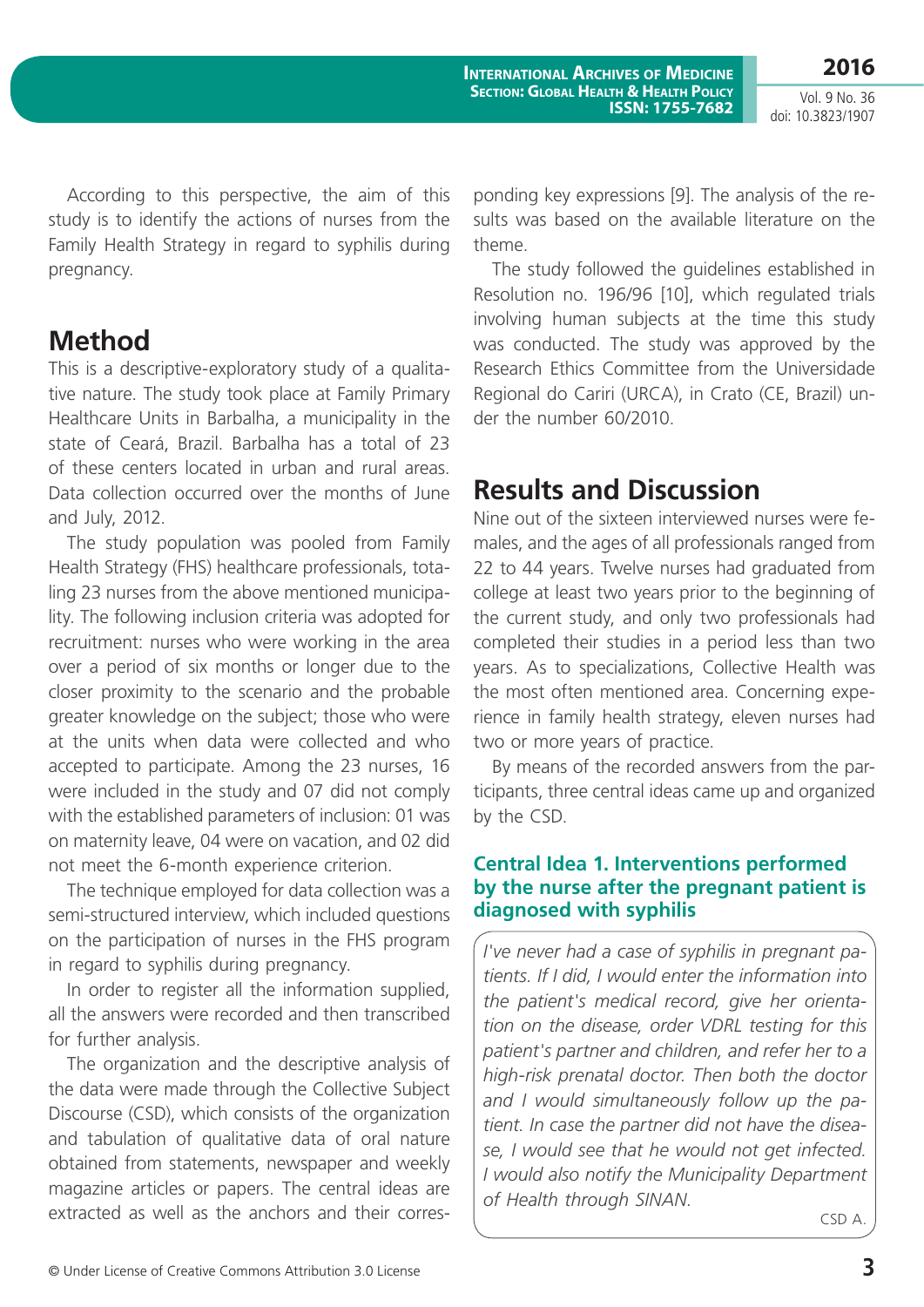According to this perspective, the aim of this study is to identify the actions of nurses from the Family Health Strategy in regard to syphilis during pregnancy.

## Method

This is a descriptive-exploratory study of a qualitative nature. The study took place at Family Primary Healthcare Units in Barbalha, a municipality in the state of Ceará, Brazil. Barbalha has a total of 23 of these centers located in urban and rural areas. Data collection occurred over the months of June and July, 2012.

The study population was pooled from Family Health Strategy (FHS) healthcare professionals, totaling 23 nurses from the above mentioned municipality. The following inclusion criteria was adopted for recruitment: nurses who were working in the area over a period of six months or longer due to the closer proximity to the scenario and the probable greater knowledge on the subject; those who were at the units when data were collected and who accepted to participate. Among the 23 nurses, 16 were included in the study and 07 did not comply with the established parameters of inclusion: 01 was on maternity leave, 04 were on vacation, and 02 did not meet the 6-month experience criterion.

The technique employed for data collection was a semi-structured interview, which included questions on the participation of nurses in the FHS program in regard to syphilis during pregnancy.

In order to register all the information supplied, all the answers were recorded and then transcribed for further analysis.

The organization and the descriptive analysis of the data were made through the Collective Subject Discourse (CSD), which consists of the organization and tabulation of qualitative data of oral nature obtained from statements, newspaper and weekly magazine articles or papers. The central ideas are extracted as well as the anchors and their corresponding key expressions [9]. The analysis of the results was based on the available literature on the theme.

The study followed the guidelines established in Resolution no. 196/96 [10], which regulated trials involving human subjects at the time this study was conducted. The study was approved by the Research Ethics Committee from the Universidade Regional do Cariri (URCA), in Crato (CE, Brazil) under the number 60/2010.

## Results and Discussion

Nine out of the sixteen interviewed nurses were females, and the ages of all professionals ranged from 22 to 44 years. Twelve nurses had graduated from college at least two years prior to the beginning of the current study, and only two professionals had completed their studies in a period less than two years. As to specializations, Collective Health was the most often mentioned area. Concerning experience in family health strategy, eleven nurses had two or more years of practice.

By means of the recorded answers from the participants, three central ideas came up and organized by the CSD.

### Central Idea 1. Interventions performed by the nurse after the pregnant patient is diagnosed with syphilis

*I've never had a case of syphilis in pregnant patients. If I did, I would enter the information into the patient's medical record, give her orientation on the disease, order VDRL testing for this patient's partner and children, and refer her to a high-risk prenatal doctor. Then both the doctor and I would simultaneously follow up the patient. In case the partner did not have the disease, I would see that he would not get infected. I would also notify the Municipality Department of Health through SINAN.*

CSD A.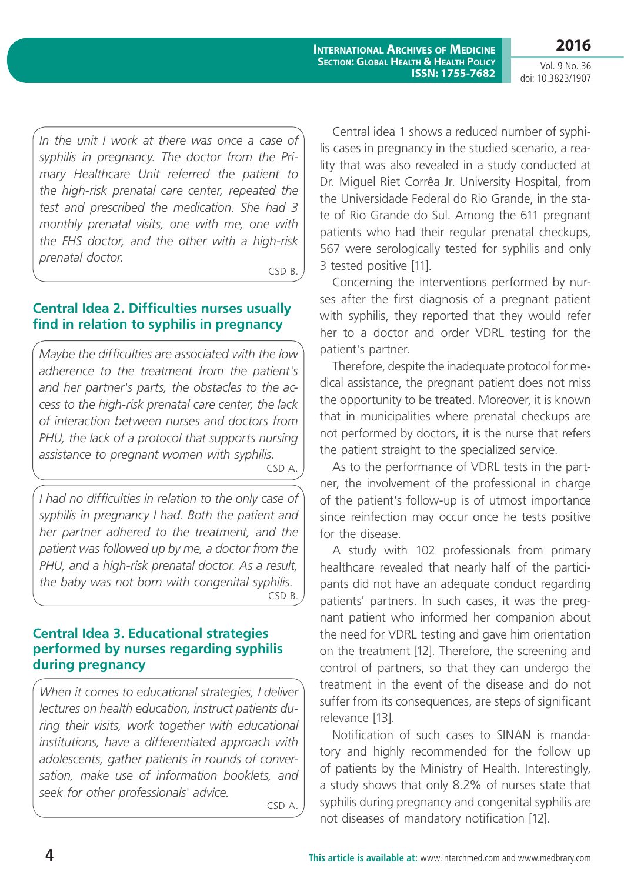*In the unit I work at there was once a case of syphilis in pregnancy. The doctor from the Primary Healthcare Unit referred the patient to the high-risk prenatal care center, repeated the test and prescribed the medication. She had 3 monthly prenatal visits, one with me, one with the FHS doctor, and the other with a high-risk prenatal doctor.*

CSD B.

## Central Idea 2. Difficulties nurses usually find in relation to syphilis in pregnancy

*Maybe the difficulties are associated with the low adherence to the treatment from the patient's and her partner's parts, the obstacles to the access to the high-risk prenatal care center, the lack of interaction between nurses and doctors from PHU, the lack of a protocol that supports nursing assistance to pregnant women with syphilis.*

CSD A.

*I had no difficulties in relation to the only case of syphilis in pregnancy I had. Both the patient and her partner adhered to the treatment, and the patient was followed up by me, a doctor from the PHU, and a high-risk prenatal doctor. As a result, the baby was not born with congenital syphilis.*

CSD B.

## Central Idea 3. Educational strategies performed by nurses regarding syphilis during pregnancy

*When it comes to educational strategies, I deliver lectures on health education, instruct patients during their visits, work together with educational institutions, have a differentiated approach with adolescents, gather patients in rounds of conversation, make use of information booklets, and seek for other professionals' advice.*

CSD A.

Central idea 1 shows a reduced number of syphilis cases in pregnancy in the studied scenario, a reality that was also revealed in a study conducted at Dr. Miguel Riet Corrêa Jr. University Hospital, from the Universidade Federal do Rio Grande, in the state of Rio Grande do Sul. Among the 611 pregnant patients who had their regular prenatal checkups, 567 were serologically tested for syphilis and only 3 tested positive [11].

Concerning the interventions performed by nurses after the first diagnosis of a pregnant patient with syphilis, they reported that they would refer her to a doctor and order VDRL testing for the patient's partner.

Therefore, despite the inadequate protocol for medical assistance, the pregnant patient does not miss the opportunity to be treated. Moreover, it is known that in municipalities where prenatal checkups are not performed by doctors, it is the nurse that refers the patient straight to the specialized service.

As to the performance of VDRL tests in the partner, the involvement of the professional in charge of the patient's follow-up is of utmost importance since reinfection may occur once he tests positive for the disease.

A study with 102 professionals from primary healthcare revealed that nearly half of the participants did not have an adequate conduct regarding patients' partners. In such cases, it was the pregnant patient who informed her companion about the need for VDRL testing and gave him orientation on the treatment [12]. Therefore, the screening and control of partners, so that they can undergo the treatment in the event of the disease and do not suffer from its consequences, are steps of significant relevance [13].

Notification of such cases to SINAN is mandatory and highly recommended for the follow up of patients by the Ministry of Health. Interestingly, a study shows that only 8.2% of nurses state that syphilis during pregnancy and congenital syphilis are not diseases of mandatory notification [12].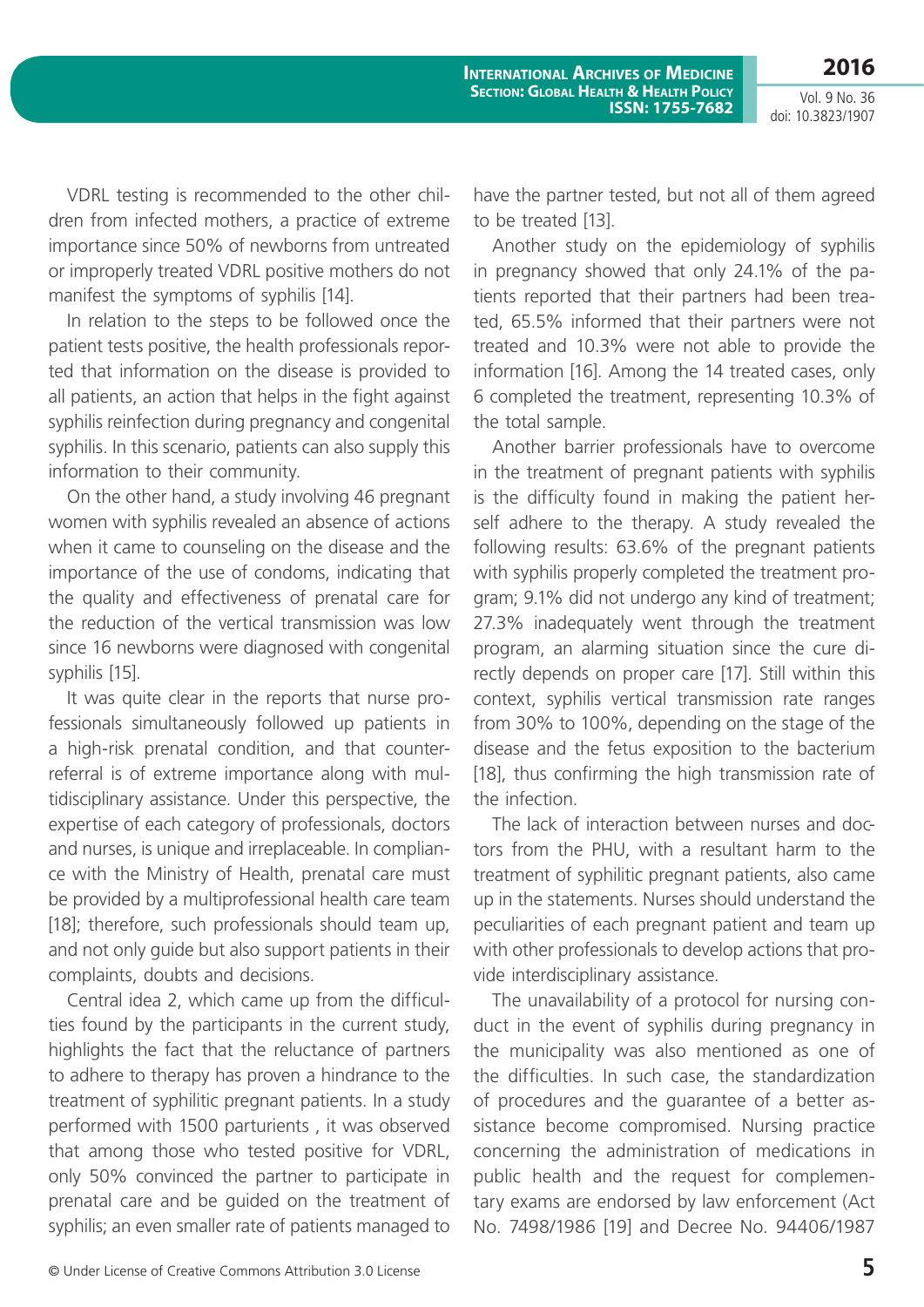VDRL testing is recommended to the other children from infected mothers, a practice of extreme importance since 50% of newborns from untreated or improperly treated VDRL positive mothers do not manifest the symptoms of syphilis [14].

In relation to the steps to be followed once the patient tests positive, the health professionals reported that information on the disease is provided to all patients, an action that helps in the fight against syphilis reinfection during pregnancy and congenital syphilis. In this scenario, patients can also supply this information to their community.

On the other hand, a study involving 46 pregnant women with syphilis revealed an absence of actions when it came to counseling on the disease and the importance of the use of condoms, indicating that the quality and effectiveness of prenatal care for the reduction of the vertical transmission was low since 16 newborns were diagnosed with congenital syphilis [15].

It was quite clear in the reports that nurse professionals simultaneously followed up patients in a high-risk prenatal condition, and that counter-referral is of extreme importance along with multidisciplinary assistance. Under this perspective, the expertise of each category of professionals, doctors and nurses, is unique and irreplaceable. In compliance with the Ministry of Health, prenatal care must be provided by a multiprofessional health care team [18]; therefore, such professionals should team up, and not only guide but also support patients in their complaints, doubts and decisions.

Central idea 2, which came up from the difficulties found by the participants in the current study, highlights the fact that the reluctance of partners to adhere to therapy has proven a hindrance to the treatment of syphilitic pregnant patients. In a study performed with 1500 parturients , it was observed that among those who tested positive for VDRL, only 50% convinced the partner to participate in prenatal care and be guided on the treatment of syphilis; an even smaller rate of patients managed to have the partner tested, but not all of them agreed to be treated [13].

Another study on the epidemiology of syphilis in pregnancy showed that only 24.1% of the patients reported that their partners had been treated, 65.5% informed that their partners were not treated and 10.3% were not able to provide the information [16]. Among the 14 treated cases, only 6 completed the treatment, representing 10.3% of the total sample.

Another barrier professionals have to overcome in the treatment of pregnant patients with syphilis is the difficulty found in making the patient herself adhere to the therapy. A study revealed the following results: 63.6% of the pregnant patients with syphilis properly completed the treatment program; 9.1% did not undergo any kind of treatment; 27.3% inadequately went through the treatment program, an alarming situation since the cure directly depends on proper care [17]. Still within this context, syphilis vertical transmission rate ranges from 30% to 100%, depending on the stage of the disease and the fetus exposition to the bacterium [18], thus confirming the high transmission rate of the infection.

The lack of interaction between nurses and doctors from the PHU, with a resultant harm to the treatment of syphilitic pregnant patients, also came up in the statements. Nurses should understand the peculiarities of each pregnant patient and team up with other professionals to develop actions that provide interdisciplinary assistance.

The unavailability of a protocol for nursing conduct in the event of syphilis during pregnancy in the municipality was also mentioned as one of the difficulties. In such case, the standardization of procedures and the guarantee of a better assistance become compromised. Nursing practice concerning the administration of medications in public health and the request for complementary exams are endorsed by law enforcement (Act No. 7498/1986 [19] and Decree No. 94406/1987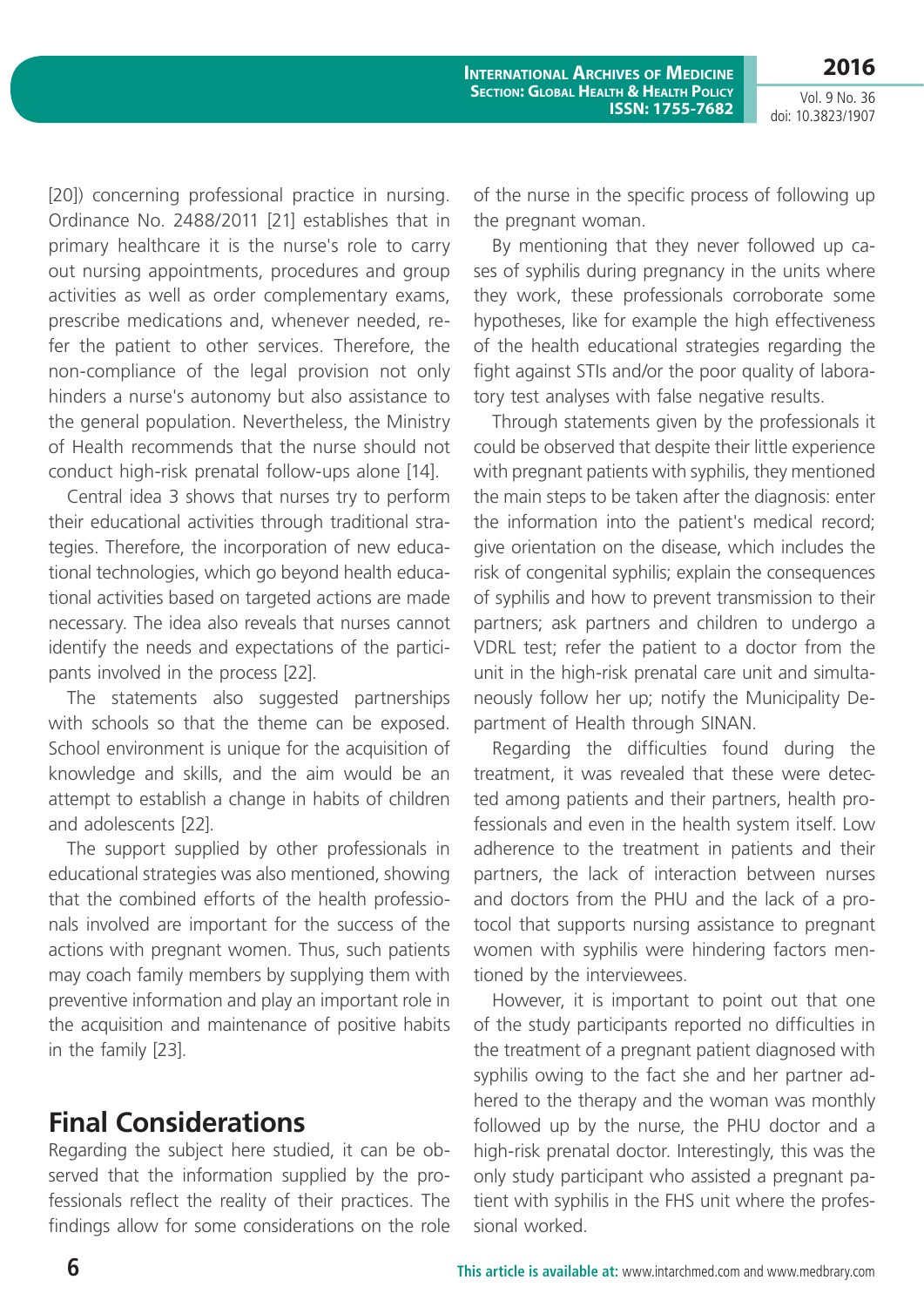[20]) concerning professional practice in nursing. Ordinance No. 2488/2011 [21] establishes that in primary healthcare it is the nurse's role to carry out nursing appointments, procedures and group activities as well as order complementary exams, prescribe medications and, whenever needed, refer the patient to other services. Therefore, the non-compliance of the legal provision not only hinders a nurse's autonomy but also assistance to the general population. Nevertheless, the Ministry of Health recommends that the nurse should not conduct high-risk prenatal follow-ups alone [14].

Central idea 3 shows that nurses try to perform their educational activities through traditional strategies. Therefore, the incorporation of new educational technologies, which go beyond health educational activities based on targeted actions are made necessary. The idea also reveals that nurses cannot identify the needs and expectations of the participants involved in the process [22].

The statements also suggested partnerships with schools so that the theme can be exposed. School environment is unique for the acquisition of knowledge and skills, and the aim would be an attempt to establish a change in habits of children and adolescents [22].

The support supplied by other professionals in educational strategies was also mentioned, showing that the combined efforts of the health professionals involved are important for the success of the actions with pregnant women. Thus, such patients may coach family members by supplying them with preventive information and play an important role in the acquisition and maintenance of positive habits in the family [23].

## Final Considerations

Regarding the subject here studied, it can be observed that the information supplied by the professionals reflect the reality of their practices. The findings allow for some considerations on the role of the nurse in the specific process of following up the pregnant woman.

By mentioning that they never followed up cases of syphilis during pregnancy in the units where they work, these professionals corroborate some hypotheses, like for example the high effectiveness of the health educational strategies regarding the fight against STIs and/or the poor quality of laboratory test analyses with false negative results.

Through statements given by the professionals it could be observed that despite their little experience with pregnant patients with syphilis, they mentioned the main steps to be taken after the diagnosis: enter the information into the patient's medical record; give orientation on the disease, which includes the risk of congenital syphilis; explain the consequences of syphilis and how to prevent transmission to their partners; ask partners and children to undergo a VDRL test; refer the patient to a doctor from the unit in the high-risk prenatal care unit and simultaneously follow her up; notify the Municipality Department of Health through SINAN.

Regarding the difficulties found during the treatment, it was revealed that these were detected among patients and their partners, health professionals and even in the health system itself. Low adherence to the treatment in patients and their partners, the lack of interaction between nurses and doctors from the PHU and the lack of a protocol that supports nursing assistance to pregnant women with syphilis were hindering factors mentioned by the interviewees.

However, it is important to point out that one of the study participants reported no difficulties in the treatment of a pregnant patient diagnosed with syphilis owing to the fact she and her partner adhered to the therapy and the woman was monthly followed up by the nurse, the PHU doctor and a high-risk prenatal doctor. Interestingly, this was the only study participant who assisted a pregnant patient with syphilis in the FHS unit where the professional worked.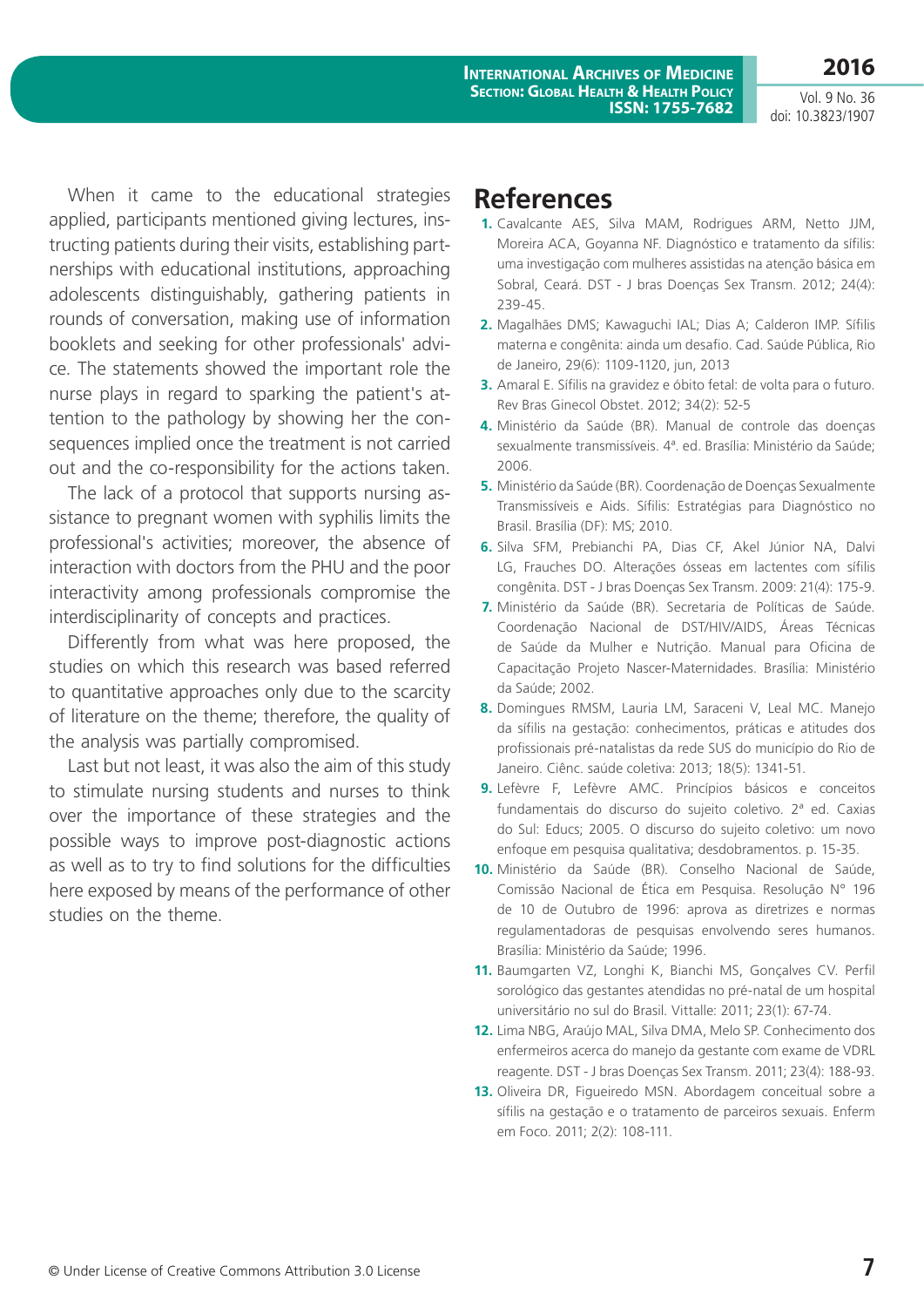When it came to the educational strategies applied, participants mentioned giving lectures, instructing patients during their visits, establishing partnerships with educational institutions, approaching adolescents distinguishably, gathering patients in rounds of conversation, making use of information booklets and seeking for other professionals' advice. The statements showed the important role the nurse plays in regard to sparking the patient's attention to the pathology by showing her the consequences implied once the treatment is not carried out and the co-responsibility for the actions taken.

The lack of a protocol that supports nursing assistance to pregnant women with syphilis limits the professional's activities; moreover, the absence of interaction with doctors from the PHU and the poor interactivity among professionals compromise the interdisciplinarity of concepts and practices.

Differently from what was here proposed, the studies on which this research was based referred to quantitative approaches only due to the scarcity of literature on the theme; therefore, the quality of the analysis was partially compromised.

Last but not least, it was also the aim of this study to stimulate nursing students and nurses to think over the importance of these strategies and the possible ways to improve post-diagnostic actions as well as to try to find solutions for the difficulties here exposed by means of the performance of other studies on the theme.

# References

1. Cavalcante AES, Silva MAM, Rodrigues ARM, Netto JJM, Moreira ACA, Goyanna NF. Diagnóstico e tratamento da sífilis: uma investigação com mulheres assistidas na atenção básica em Sobral, Ceará. DST - J bras Doenças Sex Transm. 2012; 24(4): 239-45.
2. Magalhães DMS; Kawaguchi IAL; Dias A; Calderon IMP. Sífilis materna e congênita: ainda um desafio. Cad. Saúde Pública, Rio de Janeiro, 29(6): 1109-1120, jun, 2013
3. Amaral E. Sífilis na gravidez e óbito fetal: de volta para o futuro. Rev Bras Ginecol Obstet. 2012; 34(2): 52-5
4. Ministério da Saúde (BR). Manual de controle das doenças sexualmente transmissíveis. 4ª. ed. Brasília: Ministério da Saúde; 2006.
5. Ministério da Saúde (BR). Coordenação de Doenças Sexualmente Transmissíveis e Aids. Sífilis: Estratégias para Diagnóstico no Brasil. Brasília (DF): MS; 2010.
6. Silva SFM, Prebianchi PA, Dias CF, Akel Júnior NA, Dalvi LG, Frauches DO. Alterações ósseas em lactentes com sífilis congênita. DST - J bras Doenças Sex Transm. 2009: 21(4): 175-9.
7. Ministério da Saúde (BR). Secretaria de Políticas de Saúde. Coordenação Nacional de DST/HIV/AIDS, Áreas Técnicas de Saúde da Mulher e Nutrição. Manual para Oficina de Capacitação Projeto Nascer-Maternidades. Brasília: Ministério da Saúde; 2002.
8. Domingues RMSM, Lauria LM, Saraceni V, Leal MC. Manejo da sífilis na gestação: conhecimentos, práticas e atitudes dos profissionais pré-natalistas da rede SUS do município do Rio de Janeiro. Ciênc. saúde coletiva: 2013; 18(5): 1341-51.
9. Lefèvre F, Lefèvre AMC. Princípios básicos e conceitos fundamentais do discurso do sujeito coletivo. 2ª ed. Caxias do Sul: Educs; 2005. O discurso do sujeito coletivo: um novo enfoque em pesquisa qualitativa; desdobramentos. p. 15-35.
10. Ministério da Saúde (BR). Conselho Nacional de Saúde, Comissão Nacional de Ética em Pesquisa. Resolução N° 196 de 10 de Outubro de 1996: aprova as diretrizes e normas regulamentadoras de pesquisas envolvendo seres humanos. Brasília: Ministério da Saúde; 1996.
11. Baumgarten VZ, Longhi K, Bianchi MS, Gonçalves CV. Perfil sorológico das gestantes atendidas no pré-natal de um hospital universitário no sul do Brasil. Vittalle: 2011; 23(1): 67-74.
12. Lima NBG, Araújo MAL, Silva DMA, Melo SP. Conhecimento dos enfermeiros acerca do manejo da gestante com exame de VDRL reagente. DST - J bras Doenças Sex Transm. 2011; 23(4): 188-93.
13. Oliveira DR, Figueiredo MSN. Abordagem conceitual sobre a sífilis na gestação e o tratamento de parceiros sexuais. Enferm em Foco. 2011; 2(2): 108-111.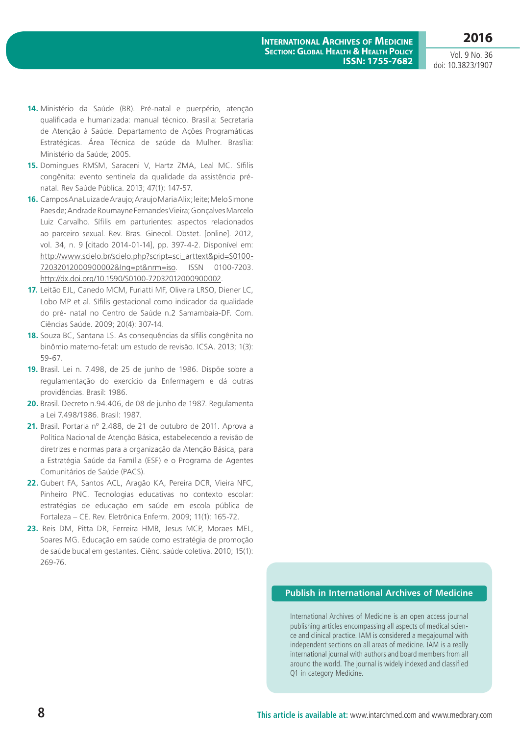14. Ministério da Saúde (BR). Pré-natal e puerpério, atenção qualificada e humanizada: manual técnico. Brasília: Secretaria de Atenção à Saúde. Departamento de Ações Programáticas Estratégicas. Área Técnica de saúde da Mulher. Brasília: Ministério da Saúde; 2005.
15. Domingues RMSM, Saraceni V, Hartz ZMA, Leal MC. Sífilis congênita: evento sentinela da qualidade da assistência pré-natal. Rev Saúde Pública. 2013; 47(1): 147-57.
16. Campos Ana Luiza de Araujo; Araujo Maria Alix; leite; Melo Simone Paes de; Andrade Roumayne Fernandes Vieira; Gonçalves Marcelo Luiz Carvalho. Sífilis em parturientes: aspectos relacionados ao parceiro sexual. Rev. Bras. Ginecol. Obstet. [online]. 2012, vol. 34, n. 9 [citado 2014-01-14], pp. 397-4-2. Disponível em: http://www.scielo.br/scielo.php?script=sci_arttext&pid=S0100-72032012000900002&lng=pt&nrm=iso. ISSN 0100-7203. http://dx.doi.org/10.1590/S0100-72032012000900002.
17. Leitão EJL, Canedo MCM, Furiatti MF, Oliveira LRSO, Diener LC, Lobo MP et al. Sífilis gestacional como indicador da qualidade do pré- natal no Centro de Saúde n.2 Samambaia-DF. Com. Ciências Saúde. 2009; 20(4): 307-14.
18. Souza BC, Santana LS. As consequências da sífilis congênita no binômio materno-fetal: um estudo de revisão. ICSA. 2013; 1(3): 59-67.
19. Brasil. Lei n. 7.498, de 25 de junho de 1986. Dispõe sobre a regulamentação do exercício da Enfermagem e dá outras providências. Brasil: 1986.
20. Brasil. Decreto n.94.406, de 08 de junho de 1987. Regulamenta a Lei 7.498/1986. Brasil: 1987.
21. Brasil. Portaria nº 2.488, de 21 de outubro de 2011. Aprova a Política Nacional de Atenção Básica, estabelecendo a revisão de diretrizes e normas para a organização da Atenção Básica, para a Estratégia Saúde da Família (ESF) e o Programa de Agentes Comunitários de Saúde (PACS).
22. Gubert FA, Santos ACL, Aragão KA, Pereira DCR, Vieira NFC, Pinheiro PNC. Tecnologias educativas no contexto escolar: estratégias de educação em saúde em escola pública de Fortaleza – CE. Rev. Eletrônica Enferm. 2009; 11(1): 165-72.
23. Reis DM, Pitta DR, Ferreira HMB, Jesus MCP, Moraes MEL, Soares MG. Educação em saúde como estratégia de promoção de saúde bucal em gestantes. Ciênc. saúde coletiva. 2010; 15(1): 269-76.

**Publish in International Archives of Medicine**

International Archives of Medicine is an open access journal publishing articles encompassing all aspects of medical science and clinical practice. IAM is considered a megajournal with independent sections on all areas of medicine. IAM is a really international journal with authors and board members from all around the world. The journal is widely indexed and classified Q1 in category Medicine.